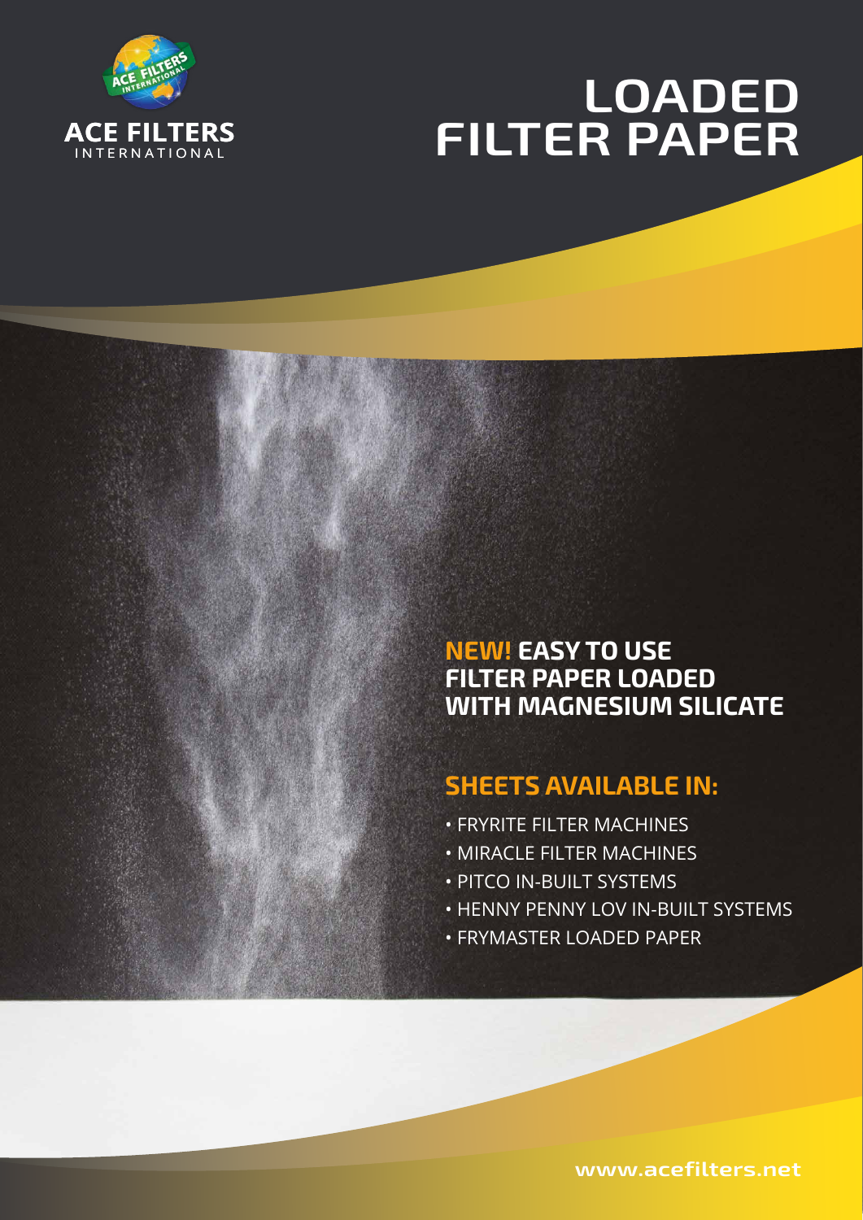ACE FILTERS INTERNATIONAL

# LOADED FILTER PAPER

## NEW! EASY TO USE FILTER PAPER LOADED WITH MAGNESIUM SILICATE

## SHEETS AVAILABLE IN:

- FRYRITE FILTER MACHINES
- MIRACLE FILTER MACHINES
- PITCO IN-BUILT SYSTEMS
- HENNY PENNY LOV IN-BUILT SYSTEMS
- FRYMASTER LOADED PAPER

www.acefilters.net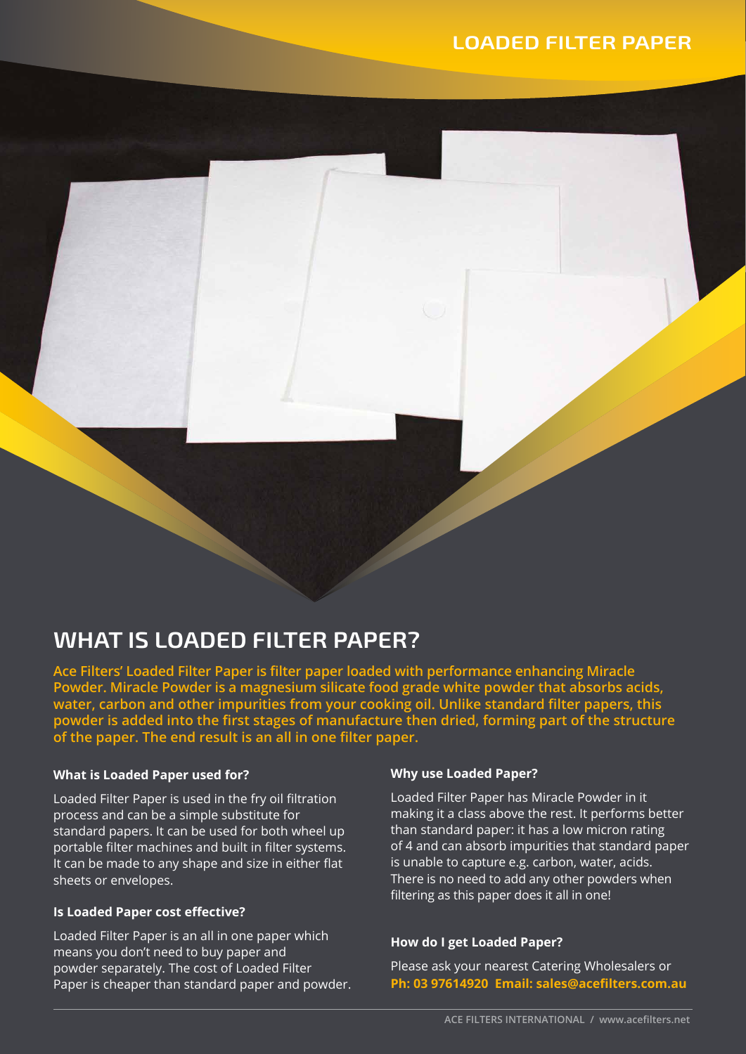# LOADED FILTER PAPER

## WHAT IS LOADED FILTER PAPER?

**Ace Filters' Loaded Filter Paper is filter paper loaded with performance enhancing Miracle Powder. Miracle Powder is a magnesium silicate food grade white powder that absorbs acids, water, carbon and other impurities from your cooking oil. Unlike standard filter papers, this powder is added into the first stages of manufacture then dried, forming part of the structure of the paper. The end result is an all in one filter paper.**

### What is Loaded Paper used for?

Loaded Filter Paper is used in the fry oil filtration process and can be a simple substitute for standard papers. It can be used for both wheel up portable filter machines and built in filter systems. It can be made to any shape and size in either flat sheets or envelopes.

### Is Loaded Paper cost effective?

Loaded Filter Paper is an all in one paper which means you don't need to buy paper and powder separately. The cost of Loaded Filter Paper is cheaper than standard paper and powder.

### Why use Loaded Paper?

Loaded Filter Paper has Miracle Powder in it making it a class above the rest. It performs better than standard paper: it has a low micron rating of 4 and can absorb impurities that standard paper is unable to capture e.g. carbon, water, acids. There is no need to add any other powders when filtering as this paper does it all in one!

### How do I get Loaded Paper?

Please ask your nearest Catering Wholesalers or **Ph: 03 97614920 Email: sales@acefilters.com.au**

ACE FILTERS INTERNATIONAL / www.acefilters.net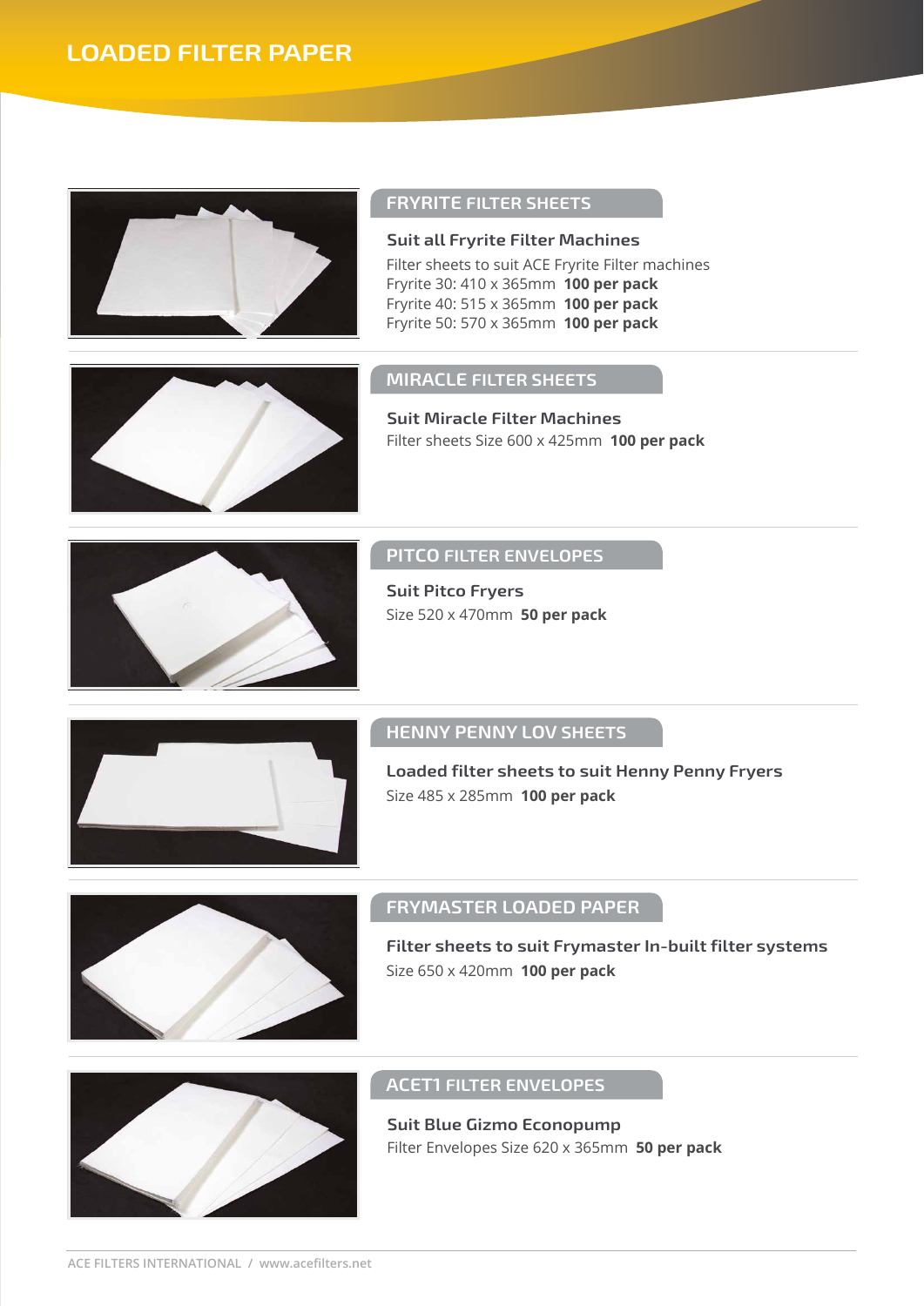# LOADED FILTER PAPER

## FRYRITE FILTER SHEETS

### Suit all Fryrite Filter Machines

Filter sheets to suit ACE Fryrite Filter machines
Fryrite 30: 410 x 365mm **100 per pack**
Fryrite 40: 515 x 365mm **100 per pack**
Fryrite 50: 570 x 365mm **100 per pack**

## MIRACLE FILTER SHEETS

### Suit Miracle Filter Machines

Filter sheets Size 600 x 425mm **100 per pack**

## PITCO FILTER ENVELOPES

### Suit Pitco Fryers

Size 520 x 470mm **50 per pack**

## HENNY PENNY LOV SHEETS

### Loaded filter sheets to suit Henny Penny Fryers

Size 485 x 285mm **100 per pack**

## FRYMASTER LOADED PAPER

### Filter sheets to suit Frymaster In-built filter systems

Size 650 x 420mm **100 per pack**

## ACET1 FILTER ENVELOPES

### Suit Blue Gizmo Econopump

Filter Envelopes Size 620 x 365mm **50 per pack**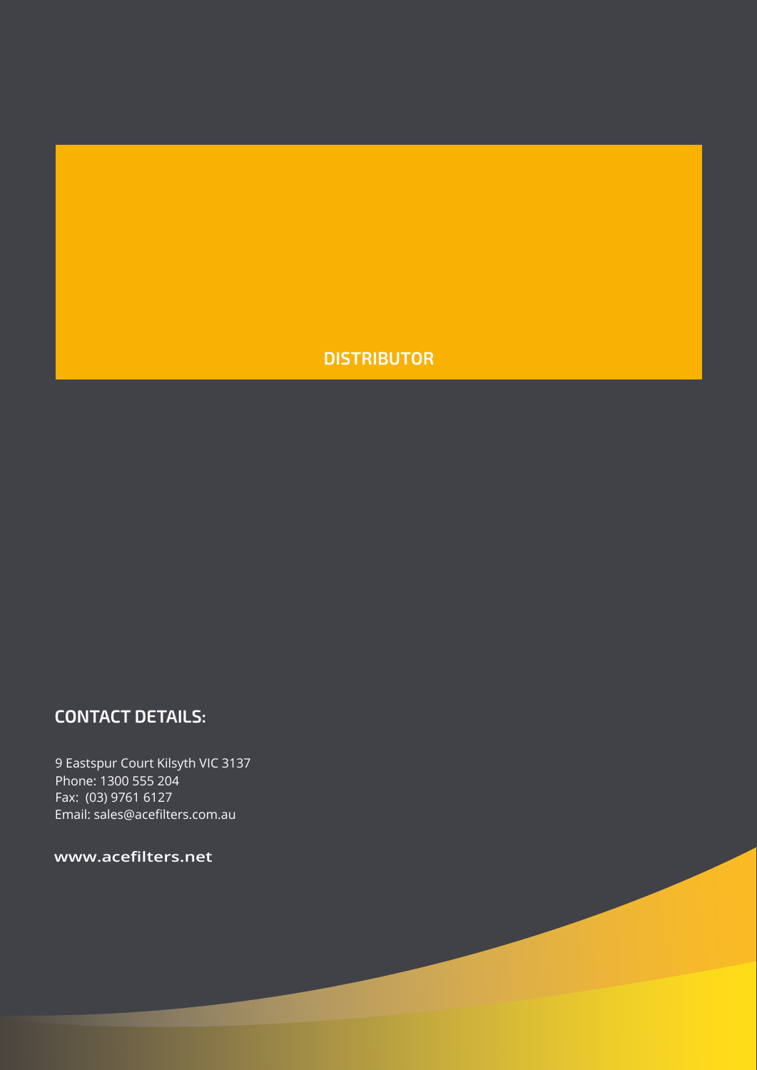DISTRIBUTOR

## CONTACT DETAILS:

9 Eastspur Court Kilsyth VIC 3137
Phone: 1300 555 204
Fax: (03) 9761 6127
Email: sales@acefilters.com.au

www.acefilters.net